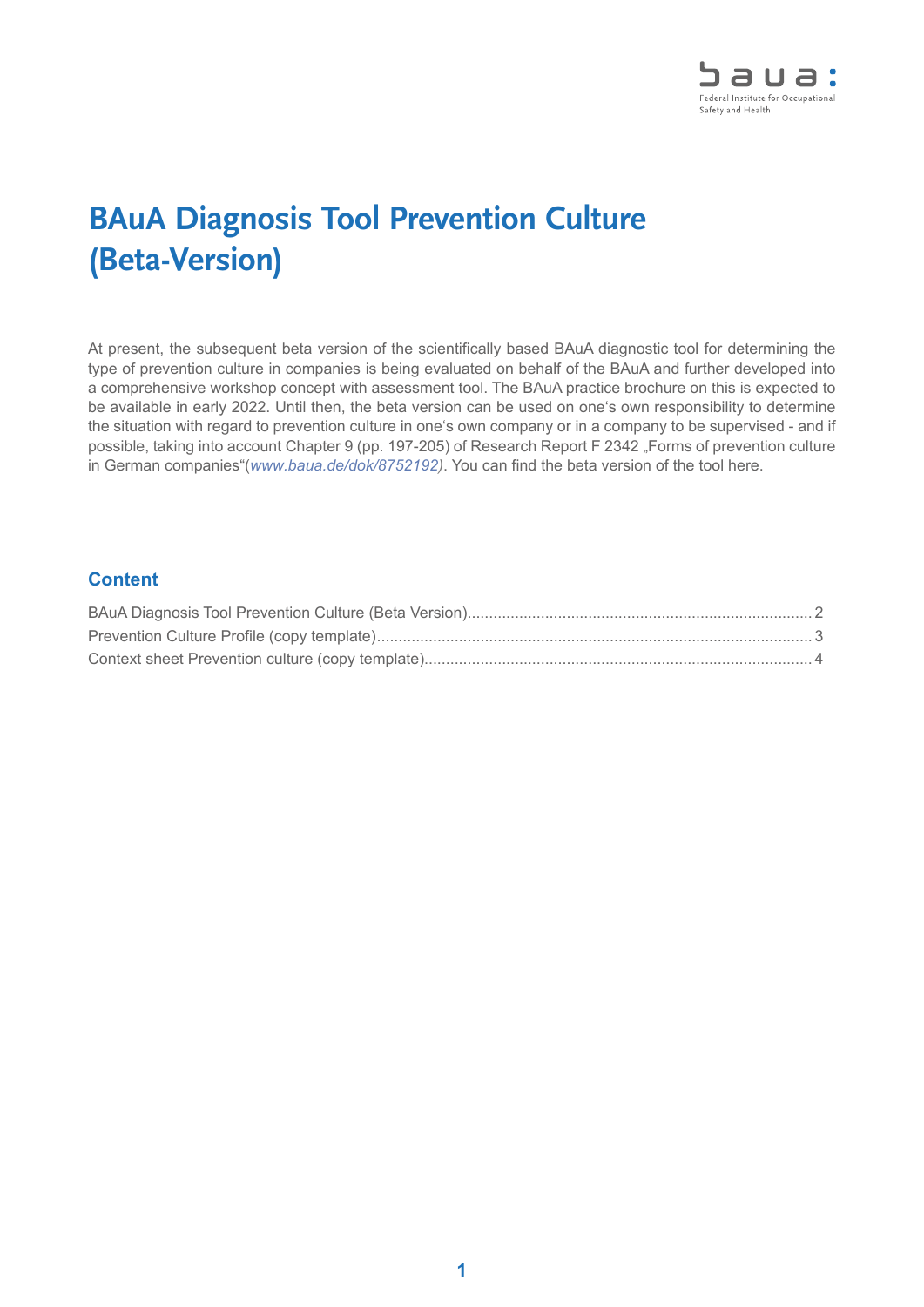# BAuA Diagnosis Tool Prevention Culture (Beta-Version)

At present, the subsequent beta version of the scientifically based BAuA diagnostic tool for determining the type of prevention culture in companies is being evaluated on behalf of the BAuA and further developed into a comprehensive workshop concept with assessment tool. The BAuA practice brochure on this is expected to be available in early 2022. Until then, the beta version can be used on one's own responsibility to determine the situation with regard to prevention culture in one's own company or in a company to be supervised - and if possible, taking into account Chapter 9 (pp. 197-205) of Research Report F 2342 „Forms of prevention culture in German companies"(*www.baua.de/dok/8752192)*. You can find the beta version of the tool here.

## Content

BAuA Diagnosis Tool Prevention Culture (Beta Version)........ 2
Prevention Culture Profile (copy template)........ 3
Context sheet Prevention culture (copy template)........ 4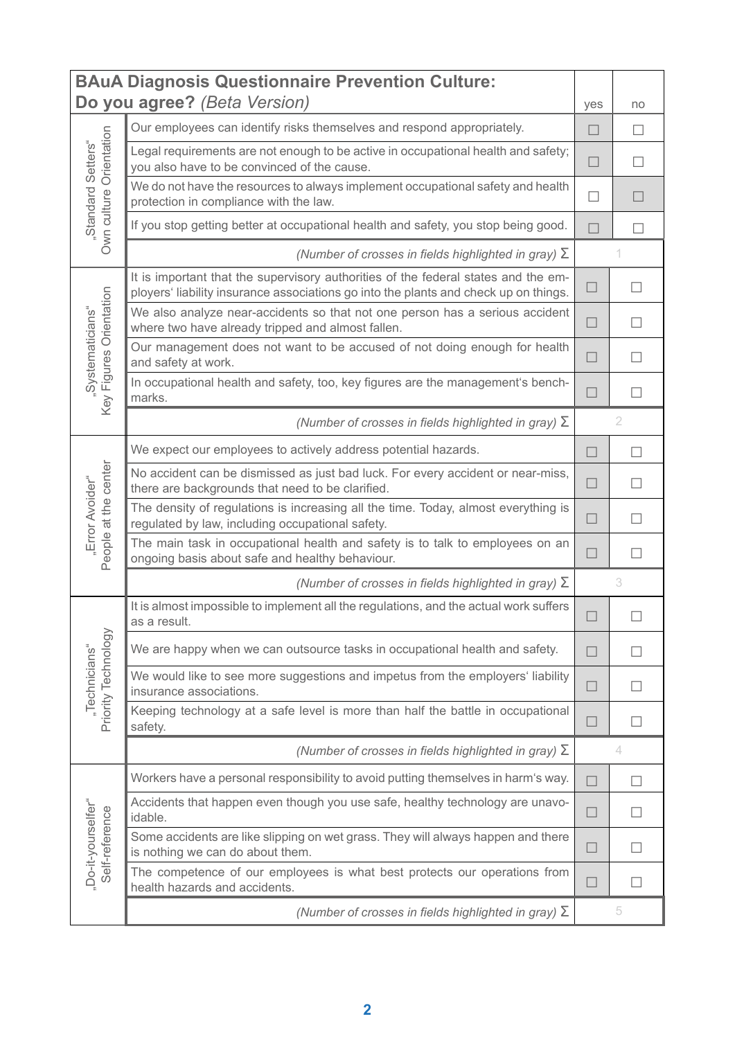| **BAuA Diagnosis Questionnaire Prevention Culture: Do you agree?** *(Beta Version)* | | yes | no |
|---|---|---|---|
| „Standard Setters" Own culture Orientation | Our employees can identify risks themselves and respond appropriately. | ☐ | ☐ |
| | Legal requirements are not enough to be active in occupational health and safety; you also have to be convinced of the cause. | ☐ | ☐ |
| | We do not have the resources to always implement occupational safety and health protection in compliance with the law. | ☐ | ☐ |
| | If you stop getting better at occupational health and safety, you stop being good. | ☐ | ☐ |
| | *(Number of crosses in fields highlighted in gray)* Σ | 1 | |
| „Systematicians" Key Figures Orientation | It is important that the supervisory authorities of the federal states and the employers' liability insurance associations go into the plants and check up on things. | ☐ | ☐ |
| | We also analyze near-accidents so that not one person has a serious accident where two have already tripped and almost fallen. | ☐ | ☐ |
| | Our management does not want to be accused of not doing enough for health and safety at work. | ☐ | ☐ |
| | In occupational health and safety, too, key figures are the management's benchmarks. | ☐ | ☐ |
| | *(Number of crosses in fields highlighted in gray)* Σ | 2 | |
| „Error Avoider" People at the center | We expect our employees to actively address potential hazards. | ☐ | ☐ |
| | No accident can be dismissed as just bad luck. For every accident or near-miss, there are backgrounds that need to be clarified. | ☐ | ☐ |
| | The density of regulations is increasing all the time. Today, almost everything is regulated by law, including occupational safety. | ☐ | ☐ |
| | The main task in occupational health and safety is to talk to employees on an ongoing basis about safe and healthy behaviour. | ☐ | ☐ |
| | *(Number of crosses in fields highlighted in gray)* Σ | 3 | |
| „Technicians" Priority Technology | It is almost impossible to implement all the regulations, and the actual work suffers as a result. | ☐ | ☐ |
| | We are happy when we can outsource tasks in occupational health and safety. | ☐ | ☐ |
| | We would like to see more suggestions and impetus from the employers' liability insurance associations. | ☐ | ☐ |
| | Keeping technology at a safe level is more than half the battle in occupational safety. | ☐ | ☐ |
| | *(Number of crosses in fields highlighted in gray)* Σ | 4 | |
| „Do-it-yourselfer" Self-reference | Workers have a personal responsibility to avoid putting themselves in harm's way. | ☐ | ☐ |
| | Accidents that happen even though you use safe, healthy technology are unavoidable. | ☐ | ☐ |
| | Some accidents are like slipping on wet grass. They will always happen and there is nothing we can do about them. | ☐ | ☐ |
| | The competence of our employees is what best protects our operations from health hazards and accidents. | ☐ | ☐ |
| | *(Number of crosses in fields highlighted in gray)* Σ | 5 | |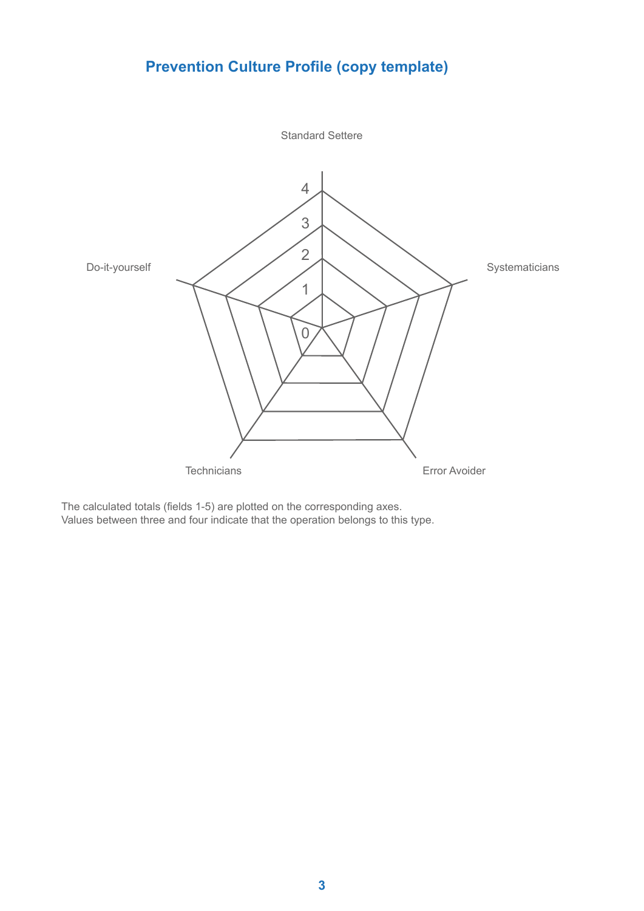## Prevention Culture Profile (copy template)

Standard Settere

4

3

2

1

0

Do-it-yourself

Systematicians

Technicians

Error Avoider

The calculated totals (fields 1-5) are plotted on the corresponding axes.
Values between three and four indicate that the operation belongs to this type.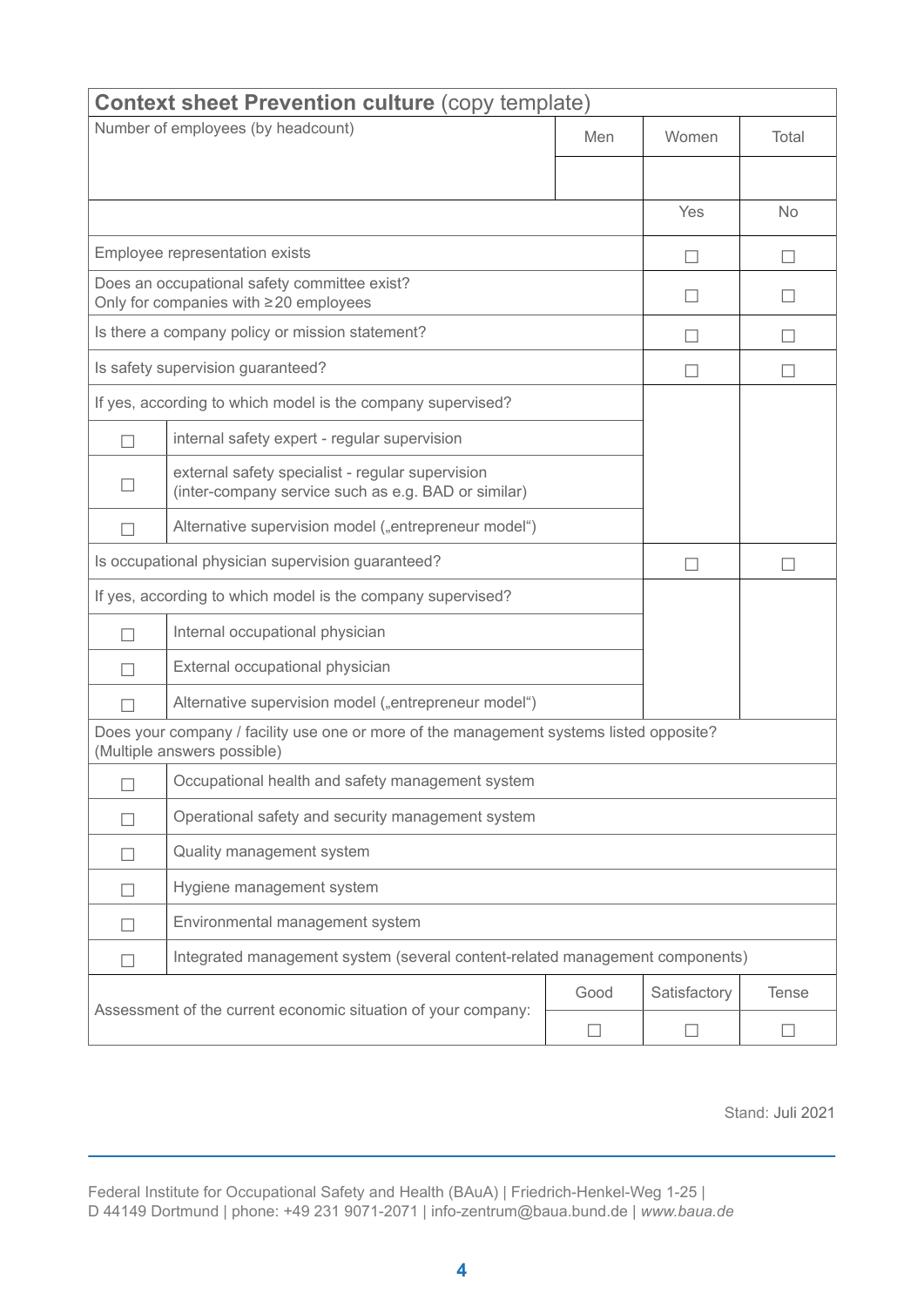| **Context sheet Prevention culture** (copy template) | | | | |
|---|---|---|---|---|
| Number of employees (by headcount) | | Men | Women | Total |
| | | | | |
| | | | Yes | No |
| Employee representation exists | | | ☐ | ☐ |
| Does an occupational safety committee exist? Only for companies with ≥20 employees | | | ☐ | ☐ |
| Is there a company policy or mission statement? | | | ☐ | ☐ |
| Is safety supervision guaranteed? | | | ☐ | ☐ |
| If yes, according to which model is the company supervised? | | | | |
| ☐ | internal safety expert - regular supervision | | | |
| ☐ | external safety specialist - regular supervision (inter-company service such as e.g. BAD or similar) | | | |
| ☐ | Alternative supervision model („entrepreneur model") | | | |
| Is occupational physician supervision guaranteed? | | | ☐ | ☐ |
| If yes, according to which model is the company supervised? | | | | |
| ☐ | Internal occupational physician | | | |
| ☐ | External occupational physician | | | |
| ☐ | Alternative supervision model („entrepreneur model") | | | |
| Does your company / facility use one or more of the management systems listed opposite? (Multiple answers possible) | | | | |
| ☐ | Occupational health and safety management system | | | |
| ☐ | Operational safety and security management system | | | |
| ☐ | Quality management system | | | |
| ☐ | Hygiene management system | | | |
| ☐ | Environmental management system | | | |
| ☐ | Integrated management system (several content-related management components) | | | |
| Assessment of the current economic situation of your company: | | Good | Satisfactory | Tense |
| | | ☐ | ☐ | ☐ |

Stand: Juli 2021

Federal Institute for Occupational Safety and Health (BAuA) | Friedrich-Henkel-Weg 1-25 | D 44149 Dortmund | phone: +49 231 9071-2071 | info-zentrum@baua.bund.de | *www.baua.de*